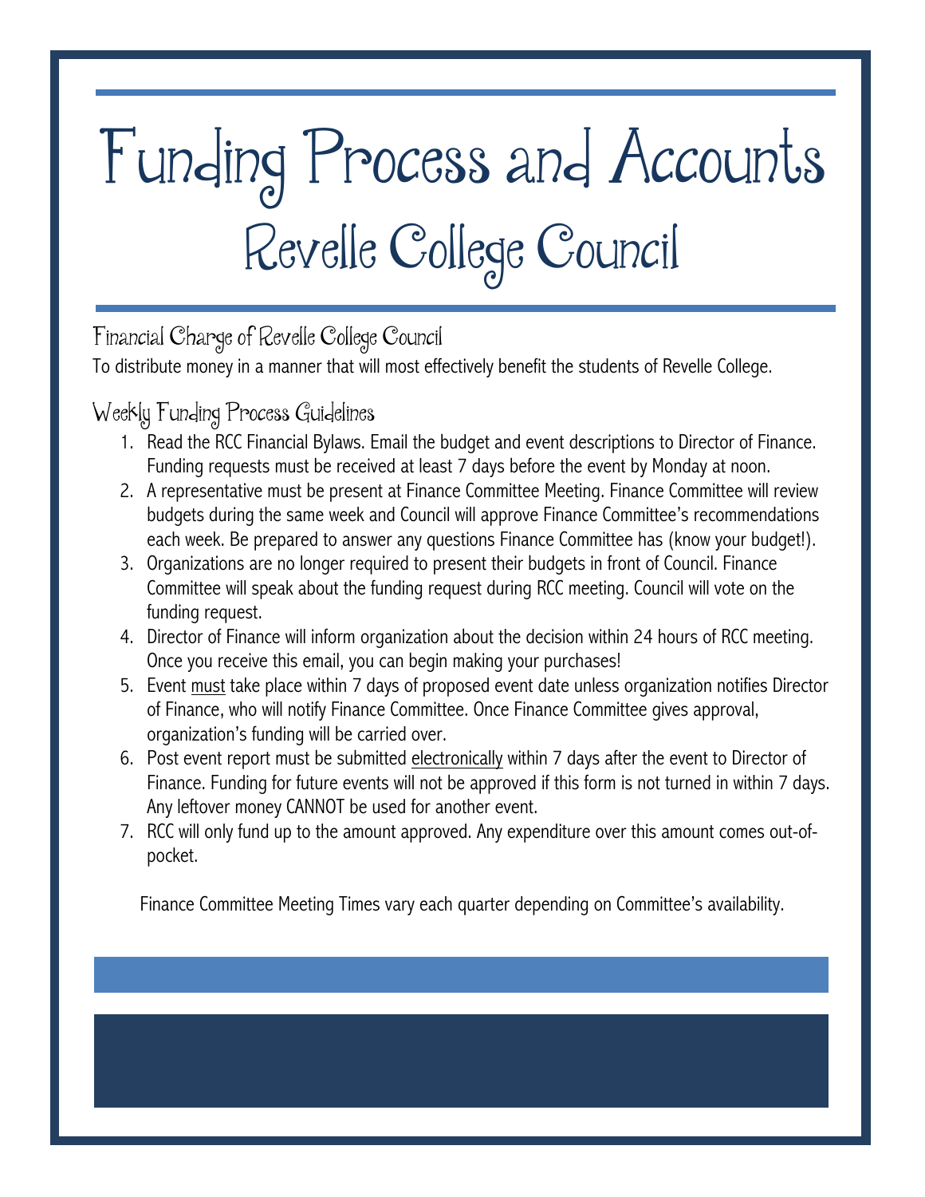# Funding Process and Accounts
# Revelle College Council

## Financial Charge of Revelle College Council

To distribute money in a manner that will most effectively benefit the students of Revelle College.

## Weekly Funding Process Guidelines

1. Read the RCC Financial Bylaws. Email the budget and event descriptions to Director of Finance. Funding requests must be received at least 7 days before the event by Monday at noon.
2. A representative must be present at Finance Committee Meeting. Finance Committee will review budgets during the same week and Council will approve Finance Committee's recommendations each week. Be prepared to answer any questions Finance Committee has (know your budget!).
3. Organizations are no longer required to present their budgets in front of Council. Finance Committee will speak about the funding request during RCC meeting. Council will vote on the funding request.
4. Director of Finance will inform organization about the decision within 24 hours of RCC meeting. Once you receive this email, you can begin making your purchases!
5. Event <u>must</u> take place within 7 days of proposed event date unless organization notifies Director of Finance, who will notify Finance Committee. Once Finance Committee gives approval, organization's funding will be carried over.
6. Post event report must be submitted <u>electronically</u> within 7 days after the event to Director of Finance. Funding for future events will not be approved if this form is not turned in within 7 days. Any leftover money CANNOT be used for another event.
7. RCC will only fund up to the amount approved. Any expenditure over this amount comes out-of-pocket.

Finance Committee Meeting Times vary each quarter depending on Committee's availability.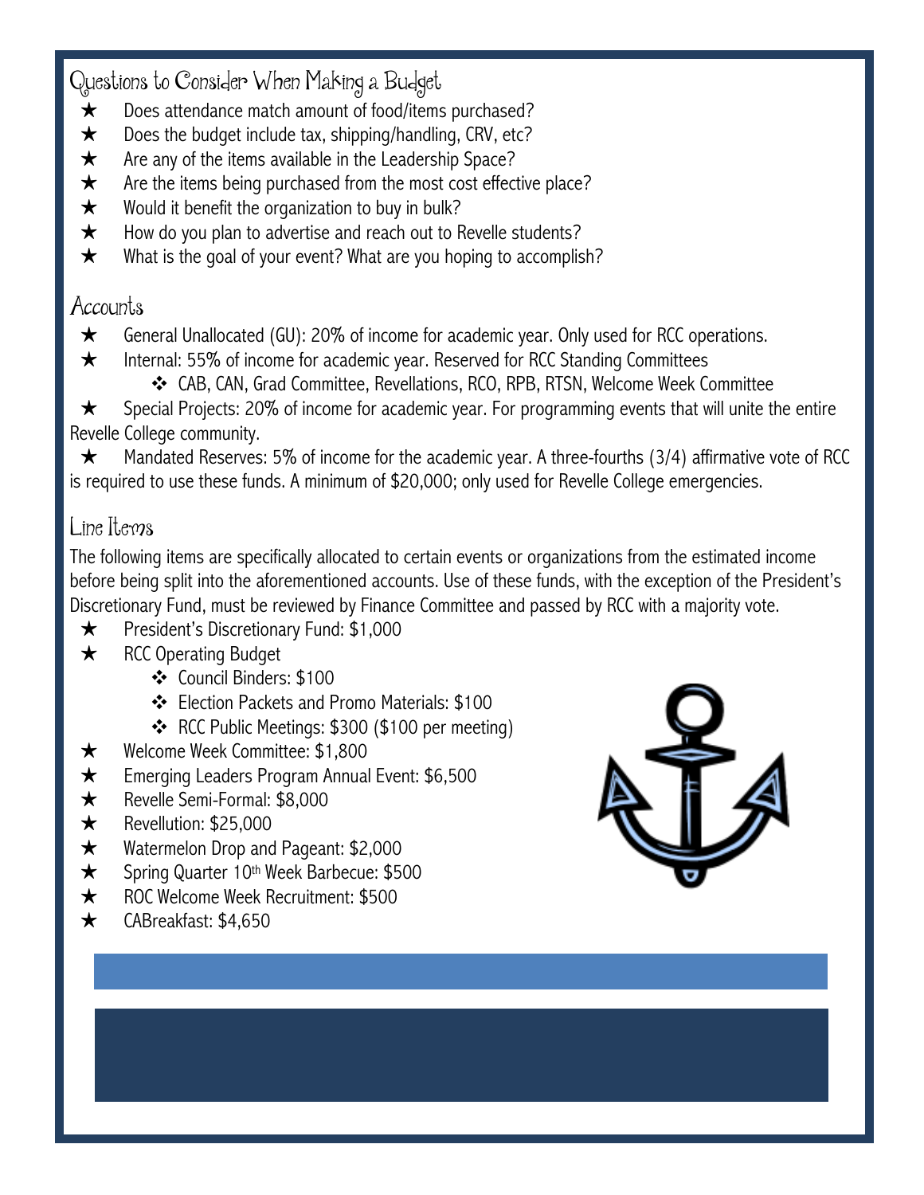## Questions to Consider When Making a Budget

- Does attendance match amount of food/items purchased?
- Does the budget include tax, shipping/handling, CRV, etc?
- Are any of the items available in the Leadership Space?
- Are the items being purchased from the most cost effective place?
- Would it benefit the organization to buy in bulk?
- How do you plan to advertise and reach out to Revelle students?
- What is the goal of your event? What are you hoping to accomplish?

## Accounts

- General Unallocated (GU): 20% of income for academic year. Only used for RCC operations.
- Internal: 55% of income for academic year. Reserved for RCC Standing Committees
  - CAB, CAN, Grad Committee, Revellations, RCO, RPB, RTSN, Welcome Week Committee
- Special Projects: 20% of income for academic year. For programming events that will unite the entire Revelle College community.
- Mandated Reserves: 5% of income for the academic year. A three-fourths (3/4) affirmative vote of RCC is required to use these funds. A minimum of $20,000; only used for Revelle College emergencies.

## Line Items

The following items are specifically allocated to certain events or organizations from the estimated income before being split into the aforementioned accounts. Use of these funds, with the exception of the President's Discretionary Fund, must be reviewed by Finance Committee and passed by RCC with a majority vote.

- President's Discretionary Fund: $1,000
- RCC Operating Budget
  - Council Binders: $100
  - Election Packets and Promo Materials: $100
  - RCC Public Meetings: $300 ($100 per meeting)
- Welcome Week Committee: $1,800
- Emerging Leaders Program Annual Event: $6,500
- Revelle Semi-Formal: $8,000
- Revellution: $25,000
- Watermelon Drop and Pageant: $2,000
- Spring Quarter 10th Week Barbecue: $500
- ROC Welcome Week Recruitment: $500
- CABreakfast: $4,650